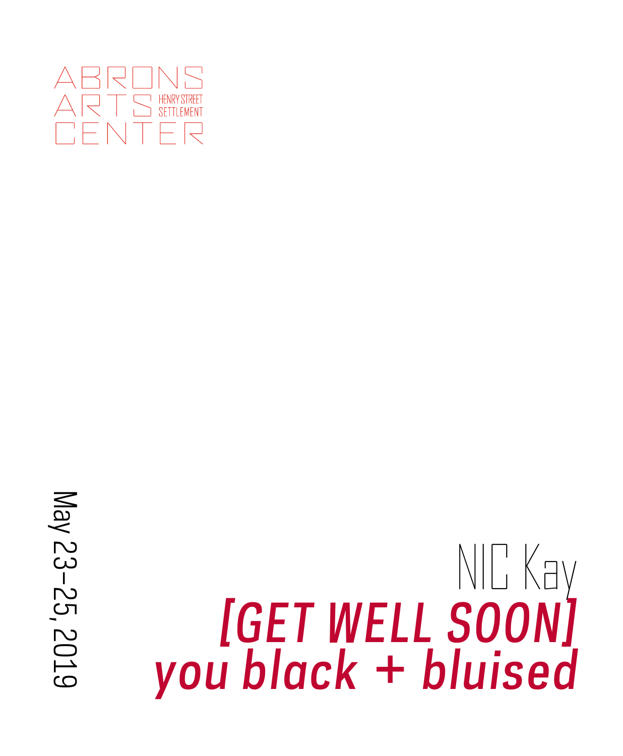ABRONS ARTS CENTER
HENRY STREET SETTLEMENT

May 23–25, 2019

NIC Kay

# *[GET WELL SOON] you black + bluised*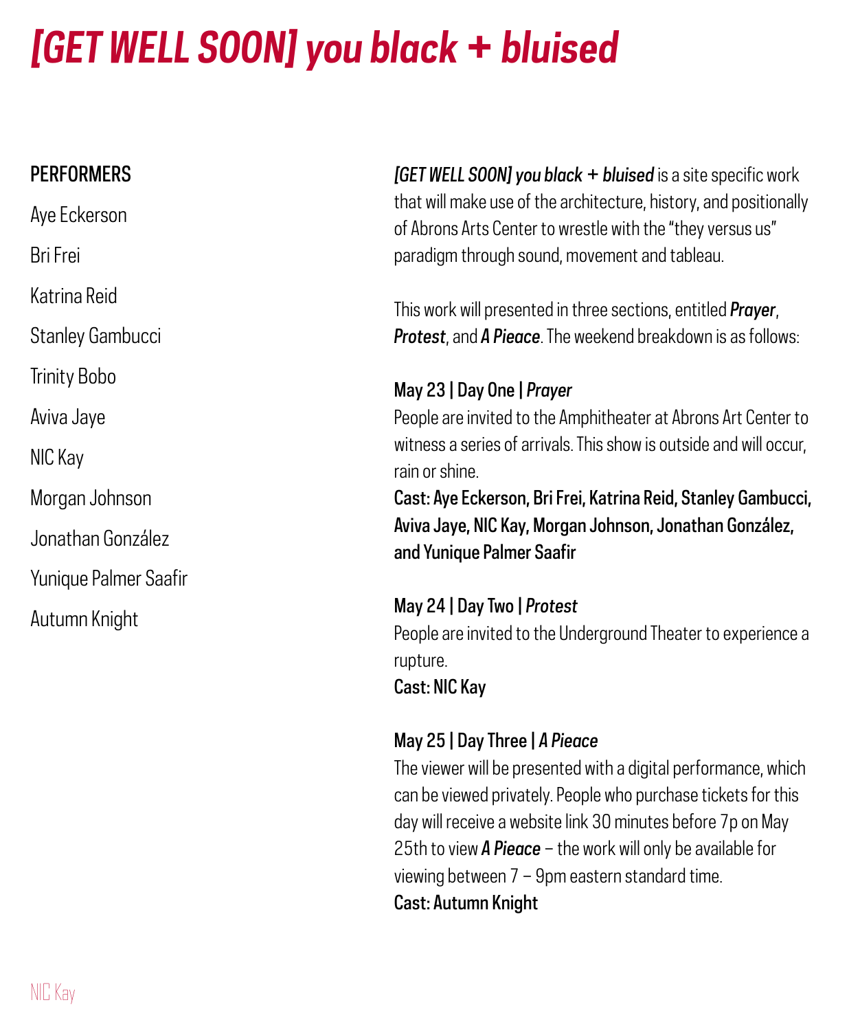# *[GET WELL SOON] you black + bluised*

## PERFORMERS

Aye Eckerson

Bri Frei

Katrina Reid

Stanley Gambucci

Trinity Bobo

Aviva Jaye

NIC Kay

Morgan Johnson

Jonathan González

Yunique Palmer Saafir

Autumn Knight

***[GET WELL SOON] you black + bluised*** is a site specific work that will make use of the architecture, history, and positionally of Abrons Arts Center to wrestle with the "they versus us" paradigm through sound, movement and tableau.

This work will presented in three sections, entitled ***Prayer***, ***Protest***, and ***A Pieace***. The weekend breakdown is as follows:

**May 23 | Day One | *Prayer***
People are invited to the Amphitheater at Abrons Art Center to witness a series of arrivals. This show is outside and will occur, rain or shine.
**Cast: Aye Eckerson, Bri Frei, Katrina Reid, Stanley Gambucci, Aviva Jaye, NIC Kay, Morgan Johnson, Jonathan González, and Yunique Palmer Saafir**

**May 24 | Day Two | *Protest***
People are invited to the Underground Theater to experience a rupture.
**Cast: NIC Kay**

**May 25 | Day Three | *A Pieace***
The viewer will be presented with a digital performance, which can be viewed privately. People who purchase tickets for this day will receive a website link 30 minutes before 7p on May 25th to view ***A Pieace*** – the work will only be available for viewing between 7 – 9pm eastern standard time.
**Cast: Autumn Knight**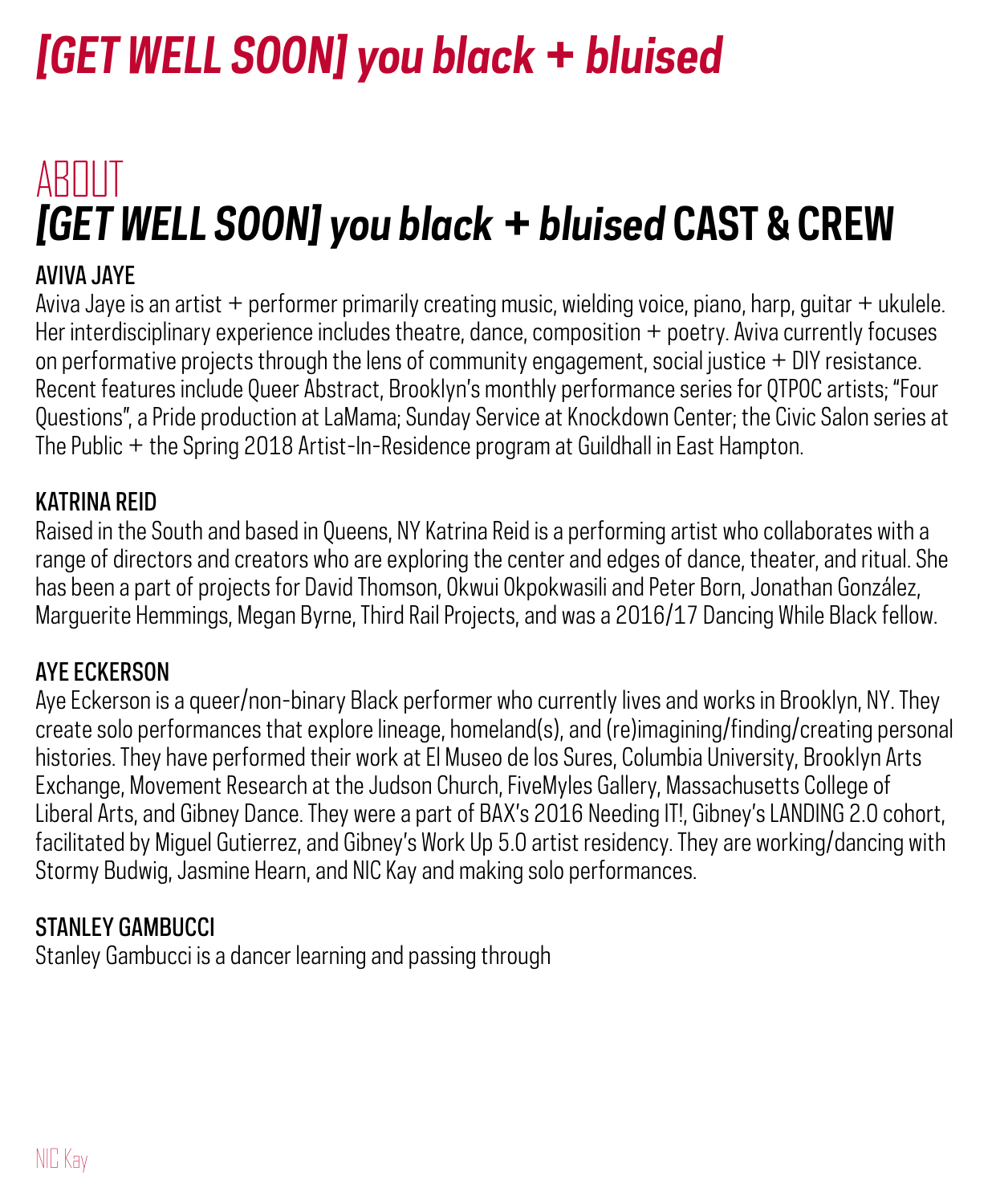# *[GET WELL SOON] you black + bluised*

## ABOUT
## *[GET WELL SOON] you black + bluised* CAST & CREW

### AVIVA JAYE

Aviva Jaye is an artist + performer primarily creating music, wielding voice, piano, harp, guitar + ukulele. Her interdisciplinary experience includes theatre, dance, composition + poetry. Aviva currently focuses on performative projects through the lens of community engagement, social justice + DIY resistance. Recent features include Queer Abstract, Brooklyn's monthly performance series for QTPOC artists; "Four Questions", a Pride production at LaMama; Sunday Service at Knockdown Center; the Civic Salon series at The Public + the Spring 2018 Artist-In-Residence program at Guildhall in East Hampton.

### KATRINA REID

Raised in the South and based in Queens, NY Katrina Reid is a performing artist who collaborates with a range of directors and creators who are exploring the center and edges of dance, theater, and ritual. She has been a part of projects for David Thomson, Okwui Okpokwasili and Peter Born, Jonathan González, Marguerite Hemmings, Megan Byrne, Third Rail Projects, and was a 2016/17 Dancing While Black fellow.

### AYE ECKERSON

Aye Eckerson is a queer/non-binary Black performer who currently lives and works in Brooklyn, NY. They create solo performances that explore lineage, homeland(s), and (re)imagining/finding/creating personal histories. They have performed their work at El Museo de los Sures, Columbia University, Brooklyn Arts Exchange, Movement Research at the Judson Church, FiveMyles Gallery, Massachusetts College of Liberal Arts, and Gibney Dance. They were a part of BAX's 2016 Needing IT!, Gibney's LANDING 2.0 cohort, facilitated by Miguel Gutierrez, and Gibney's Work Up 5.0 artist residency. They are working/dancing with Stormy Budwig, Jasmine Hearn, and NIC Kay and making solo performances.

### STANLEY GAMBUCCI

Stanley Gambucci is a dancer learning and passing through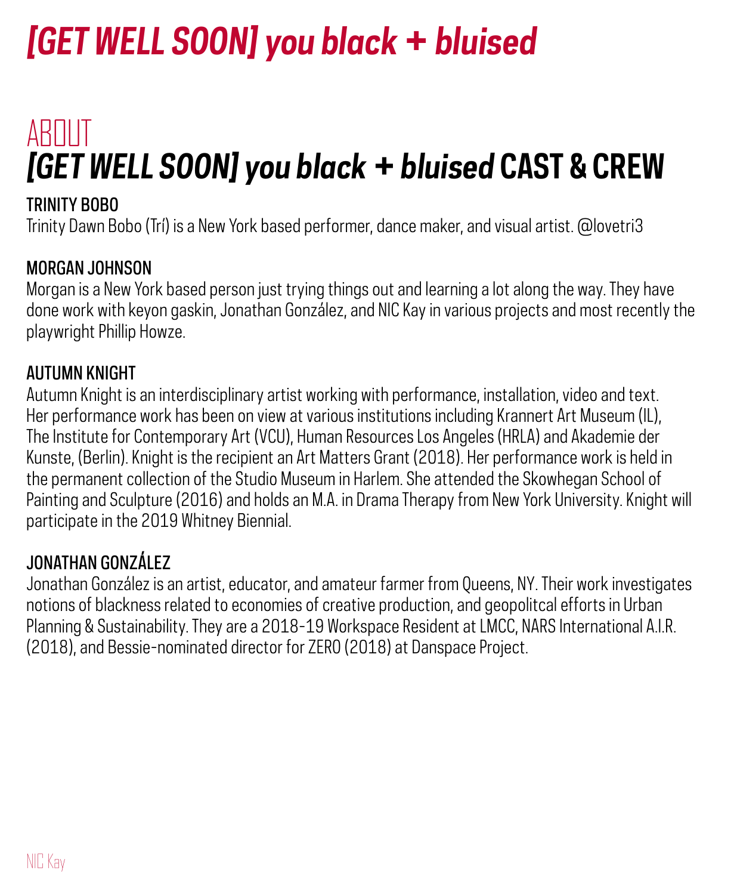# *[GET WELL SOON] you black + bluised*

## ABOUT
## *[GET WELL SOON] you black + bluised* CAST & CREW

### TRINITY BOBO

Trinity Dawn Bobo (Trí) is a New York based performer, dance maker, and visual artist. @lovetri3

### MORGAN JOHNSON

Morgan is a New York based person just trying things out and learning a lot along the way. They have done work with keyon gaskin, Jonathan González, and NIC Kay in various projects and most recently the playwright Phillip Howze.

### AUTUMN KNIGHT

Autumn Knight is an interdisciplinary artist working with performance, installation, video and text. Her performance work has been on view at various institutions including Krannert Art Museum (IL), The Institute for Contemporary Art (VCU), Human Resources Los Angeles (HRLA) and Akademie der Kunste, (Berlin). Knight is the recipient an Art Matters Grant (2018). Her performance work is held in the permanent collection of the Studio Museum in Harlem. She attended the Skowhegan School of Painting and Sculpture (2016) and holds an M.A. in Drama Therapy from New York University. Knight will participate in the 2019 Whitney Biennial.

### JONATHAN GONZÁLEZ

Jonathan González is an artist, educator, and amateur farmer from Queens, NY. Their work investigates notions of blackness related to economies of creative production, and geopolitcal efforts in Urban Planning & Sustainability. They are a 2018-19 Workspace Resident at LMCC, NARS International A.I.R. (2018), and Bessie-nominated director for ZERO (2018) at Danspace Project.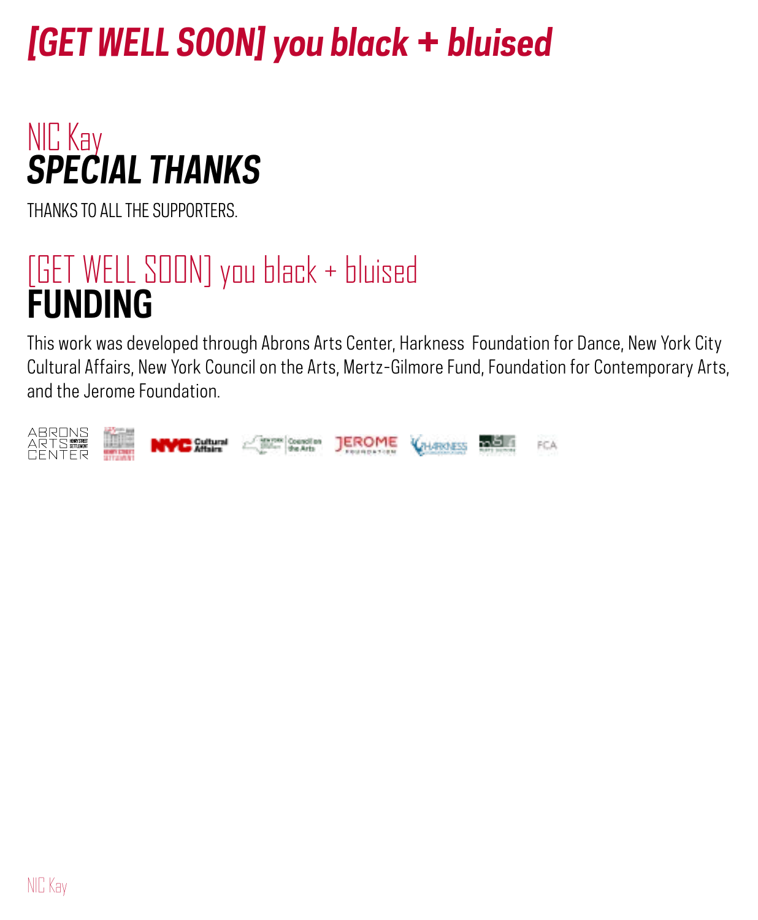# [GET WELL SOON] you black + bluised

NIC Kay

## SPECIAL THANKS

THANKS TO ALL THE SUPPORTERS.

[GET WELL SOON] you black + bluised

## FUNDING

This work was developed through Abrons Arts Center, Harkness  Foundation for Dance, New York City Cultural Affairs, New York Council on the Arts, Mertz-Gilmore Fund, Foundation for Contemporary Arts, and the Jerome Foundation.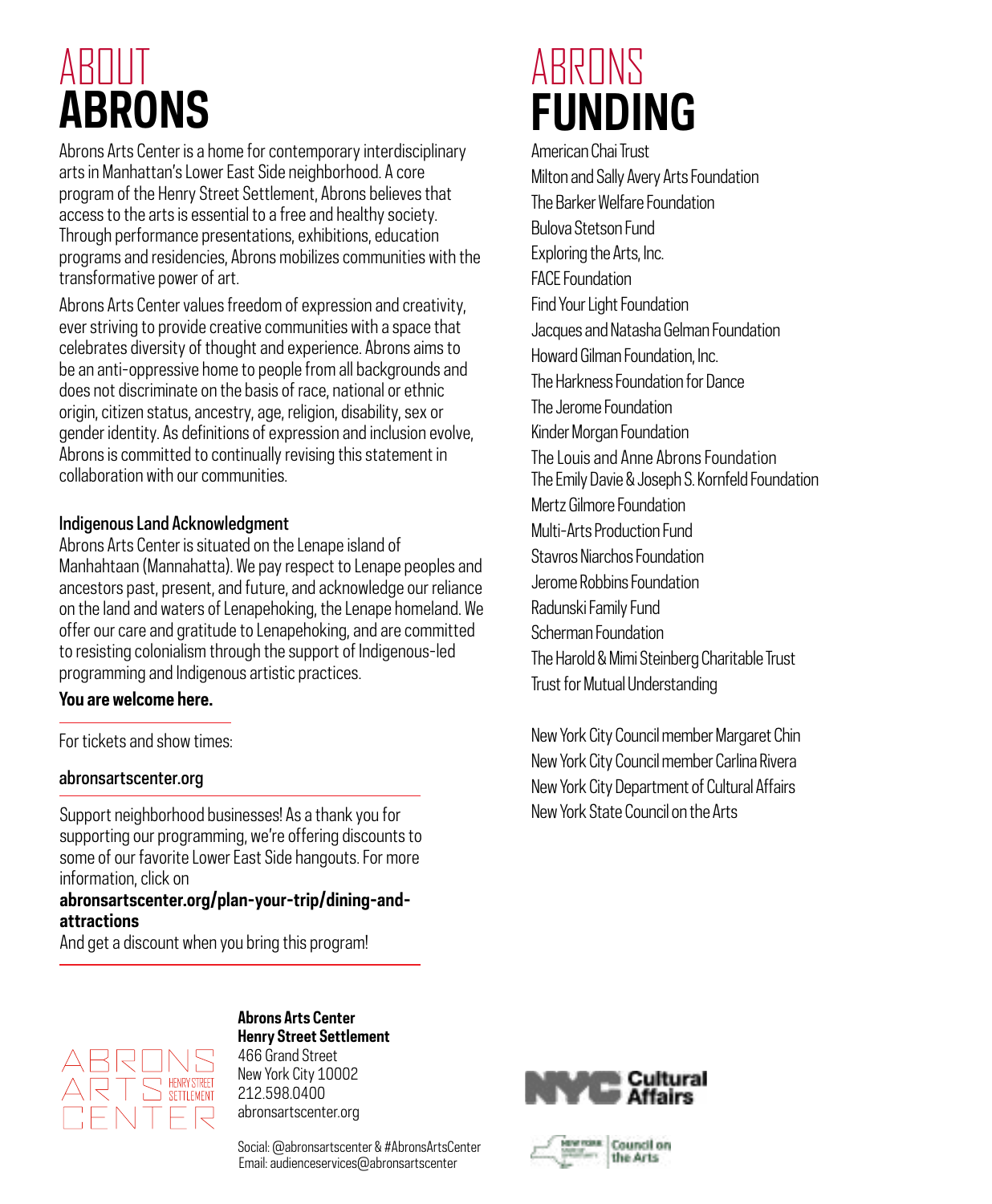# ABOUT **ABRONS**

Abrons Arts Center is a home for contemporary interdisciplinary arts in Manhattan's Lower East Side neighborhood. A core program of the Henry Street Settlement, Abrons believes that access to the arts is essential to a free and healthy society. Through performance presentations, exhibitions, education programs and residencies, Abrons mobilizes communities with the transformative power of art.

Abrons Arts Center values freedom of expression and creativity, ever striving to provide creative communities with a space that celebrates diversity of thought and experience. Abrons aims to be an anti-oppressive home to people from all backgrounds and does not discriminate on the basis of race, national or ethnic origin, citizen status, ancestry, age, religion, disability, sex or gender identity. As definitions of expression and inclusion evolve, Abrons is committed to continually revising this statement in collaboration with our communities.

### Indigenous Land Acknowledgment

Abrons Arts Center is situated on the Lenape island of Manhahtaan (Mannahatta). We pay respect to Lenape peoples and ancestors past, present, and future, and acknowledge our reliance on the land and waters of Lenapehoking, the Lenape homeland. We offer our care and gratitude to Lenapehoking, and are committed to resisting colonialism through the support of Indigenous-led programming and Indigenous artistic practices.

**You are welcome here.**

For tickets and show times:

**abronsartscenter.org**

Support neighborhood businesses! As a thank you for supporting our programming, we're offering discounts to some of our favorite Lower East Side hangouts. For more information, click on
**abronsartscenter.org/plan-your-trip/dining-and-attractions**
And get a discount when you bring this program!

# ABRONS **FUNDING**

American Chai Trust
Milton and Sally Avery Arts Foundation
The Barker Welfare Foundation
Bulova Stetson Fund
Exploring the Arts, Inc.
FACE Foundation
Find Your Light Foundation
Jacques and Natasha Gelman Foundation
Howard Gilman Foundation, Inc.
The Harkness Foundation for Dance
The Jerome Foundation
Kinder Morgan Foundation
The Louis and Anne Abrons Foundation
The Emily Davie & Joseph S. Kornfeld Foundation
Mertz Gilmore Foundation
Multi-Arts Production Fund
Stavros Niarchos Foundation
Jerome Robbins Foundation
Radunski Family Fund
Scherman Foundation
The Harold & Mimi Steinberg Charitable Trust
Trust for Mutual Understanding

New York City Council member Margaret Chin
New York City Council member Carlina Rivera
New York City Department of Cultural Affairs
New York State Council on the Arts

ABRONS ARTS CENTER HENRY STREET SETTLEMENT

**Abrons Arts Center**
**Henry Street Settlement**
466 Grand Street
New York City 10002
212.598.0400
abronsartscenter.org

Social: @abronsartscenter & #AbronsArtsCenter
Email: audienceservices@abronsartscenter

NYC Cultural Affairs

New York State Council on the Arts